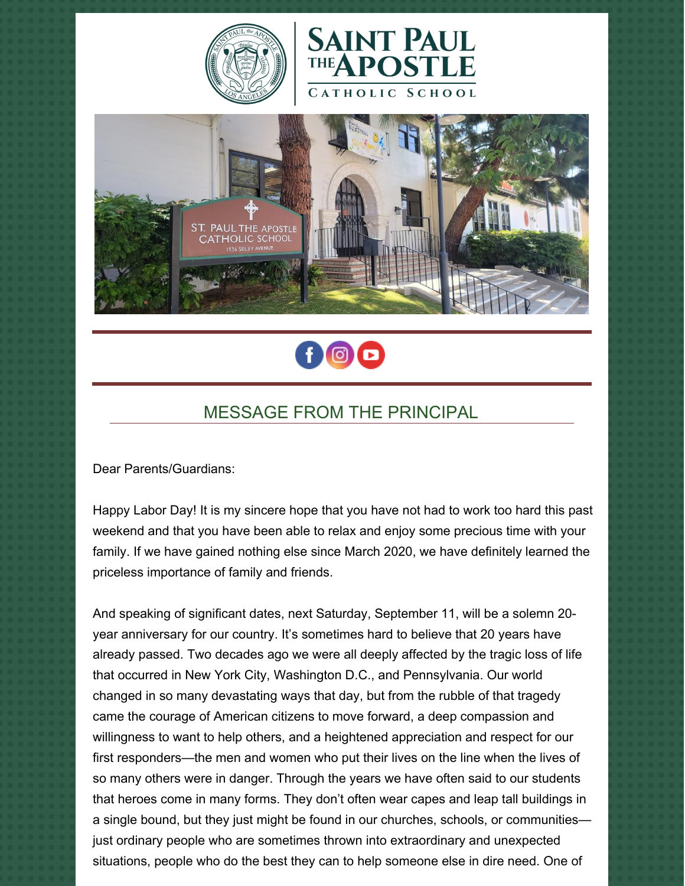# SAINT PAUL THE APOSTLE CATHOLIC SCHOOL

## MESSAGE FROM THE PRINCIPAL

Dear Parents/Guardians:

Happy Labor Day! It is my sincere hope that you have not had to work too hard this past weekend and that you have been able to relax and enjoy some precious time with your family. If we have gained nothing else since March 2020, we have definitely learned the priceless importance of family and friends.

And speaking of significant dates, next Saturday, September 11, will be a solemn 20-year anniversary for our country. It's sometimes hard to believe that 20 years have already passed. Two decades ago we were all deeply affected by the tragic loss of life that occurred in New York City, Washington D.C., and Pennsylvania. Our world changed in so many devastating ways that day, but from the rubble of that tragedy came the courage of American citizens to move forward, a deep compassion and willingness to want to help others, and a heightened appreciation and respect for our first responders—the men and women who put their lives on the line when the lives of so many others were in danger. Through the years we have often said to our students that heroes come in many forms. They don't often wear capes and leap tall buildings in a single bound, but they just might be found in our churches, schools, or communities—just ordinary people who are sometimes thrown into extraordinary and unexpected situations, people who do the best they can to help someone else in dire need. One of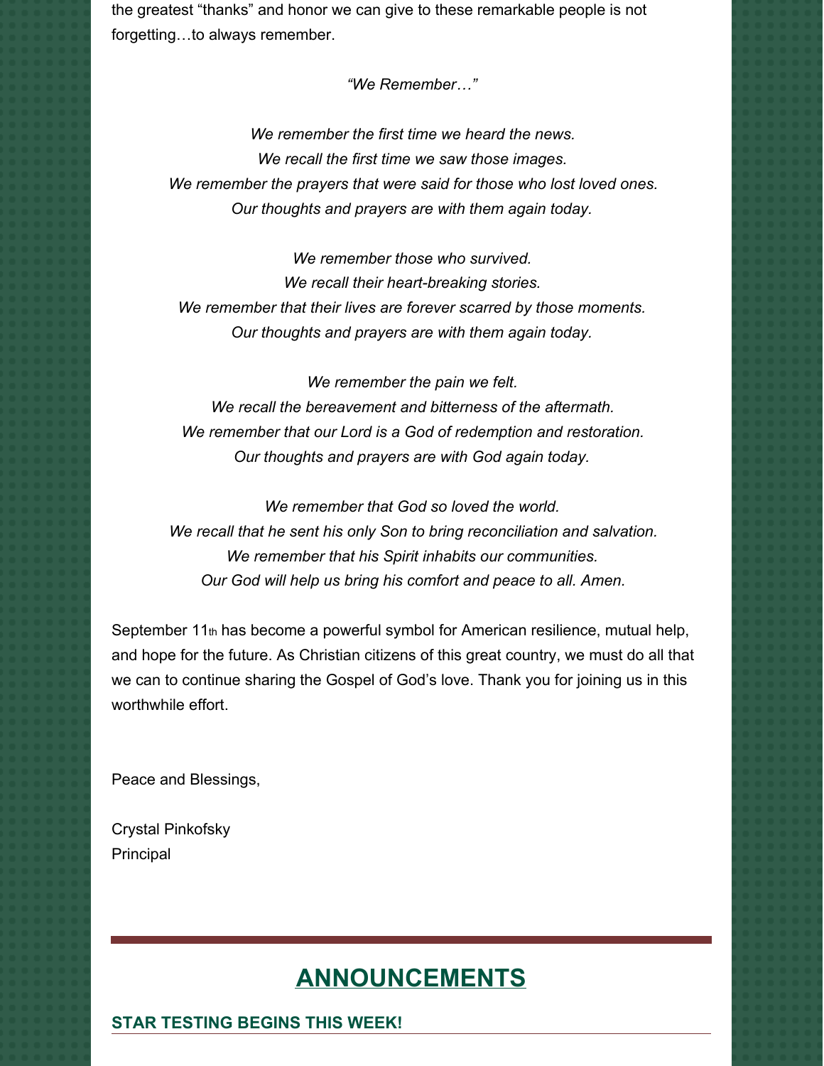the greatest "thanks" and honor we can give to these remarkable people is not forgetting…to always remember.

*"We Remember…"*

*We remember the first time we heard the news.*
*We recall the first time we saw those images.*
*We remember the prayers that were said for those who lost loved ones.*
*Our thoughts and prayers are with them again today.*

*We remember those who survived.*
*We recall their heart-breaking stories.*
*We remember that their lives are forever scarred by those moments.*
*Our thoughts and prayers are with them again today.*

*We remember the pain we felt.*
*We recall the bereavement and bitterness of the aftermath.*
*We remember that our Lord is a God of redemption and restoration.*
*Our thoughts and prayers are with God again today.*

*We remember that God so loved the world.*
*We recall that he sent his only Son to bring reconciliation and salvation.*
*We remember that his Spirit inhabits our communities.*
*Our God will help us bring his comfort and peace to all. Amen.*

September 11th has become a powerful symbol for American resilience, mutual help, and hope for the future. As Christian citizens of this great country, we must do all that we can to continue sharing the Gospel of God's love. Thank you for joining us in this worthwhile effort.

Peace and Blessings,

Crystal Pinkofsky
Principal

## ANNOUNCEMENTS

### STAR TESTING BEGINS THIS WEEK!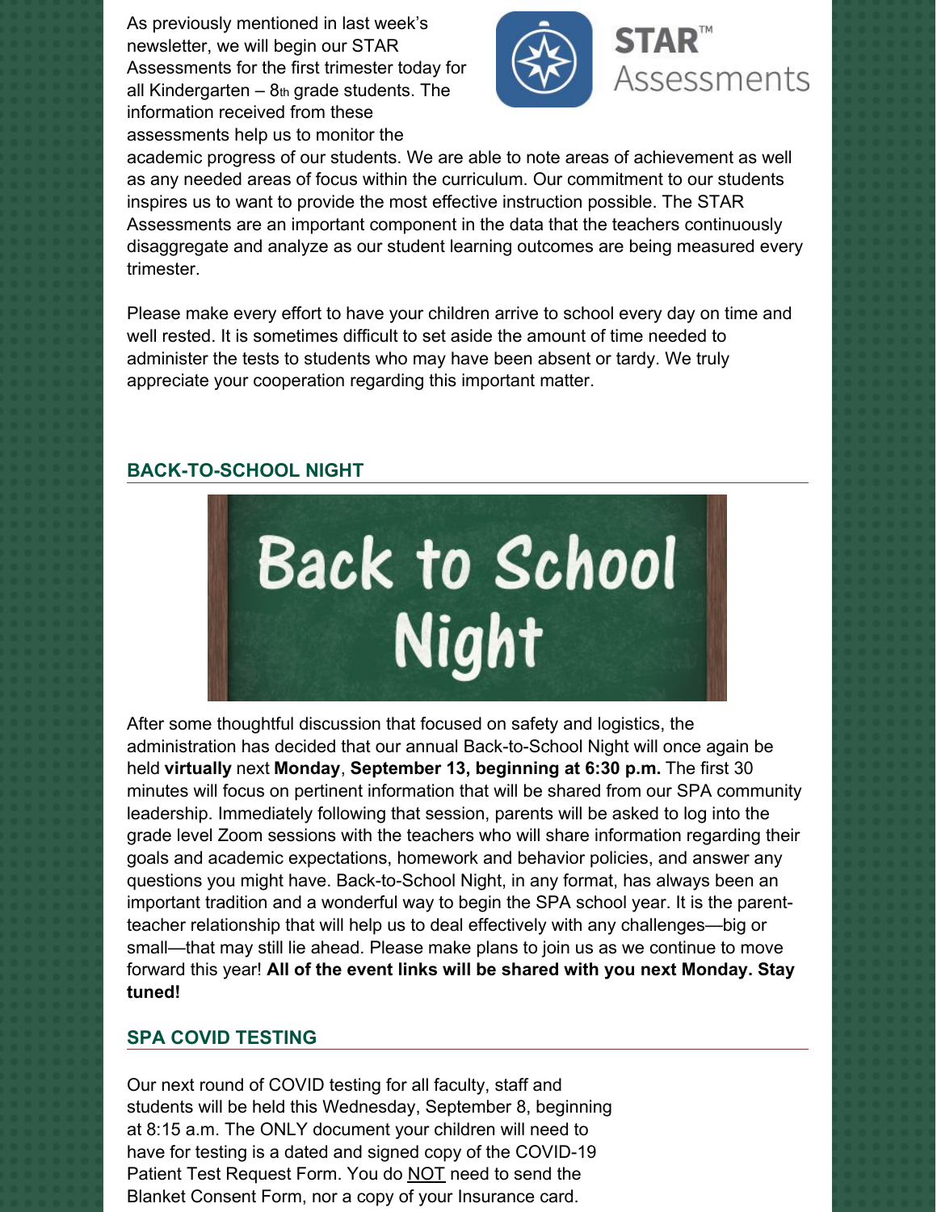As previously mentioned in last week's newsletter, we will begin our STAR Assessments for the first trimester today for all Kindergarten – 8th grade students. The information received from these assessments help us to monitor the academic progress of our students. We are able to note areas of achievement as well as any needed areas of focus within the curriculum. Our commitment to our students inspires us to want to provide the most effective instruction possible. The STAR Assessments are an important component in the data that the teachers continuously disaggregate and analyze as our student learning outcomes are being measured every trimester.

Please make every effort to have your children arrive to school every day on time and well rested. It is sometimes difficult to set aside the amount of time needed to administer the tests to students who may have been absent or tardy. We truly appreciate your cooperation regarding this important matter.

## BACK-TO-SCHOOL NIGHT

After some thoughtful discussion that focused on safety and logistics, the administration has decided that our annual Back-to-School Night will once again be held **virtually** next **Monday**, **September 13, beginning at 6:30 p.m.** The first 30 minutes will focus on pertinent information that will be shared from our SPA community leadership. Immediately following that session, parents will be asked to log into the grade level Zoom sessions with the teachers who will share information regarding their goals and academic expectations, homework and behavior policies, and answer any questions you might have. Back-to-School Night, in any format, has always been an important tradition and a wonderful way to begin the SPA school year. It is the parent-teacher relationship that will help us to deal effectively with any challenges—big or small—that may still lie ahead. Please make plans to join us as we continue to move forward this year! **All of the event links will be shared with you next Monday. Stay tuned!**

## SPA COVID TESTING

Our next round of COVID testing for all faculty, staff and students will be held this Wednesday, September 8, beginning at 8:15 a.m. The ONLY document your children will need to have for testing is a dated and signed copy of the COVID-19 Patient Test Request Form. You do NOT need to send the Blanket Consent Form, nor a copy of your Insurance card.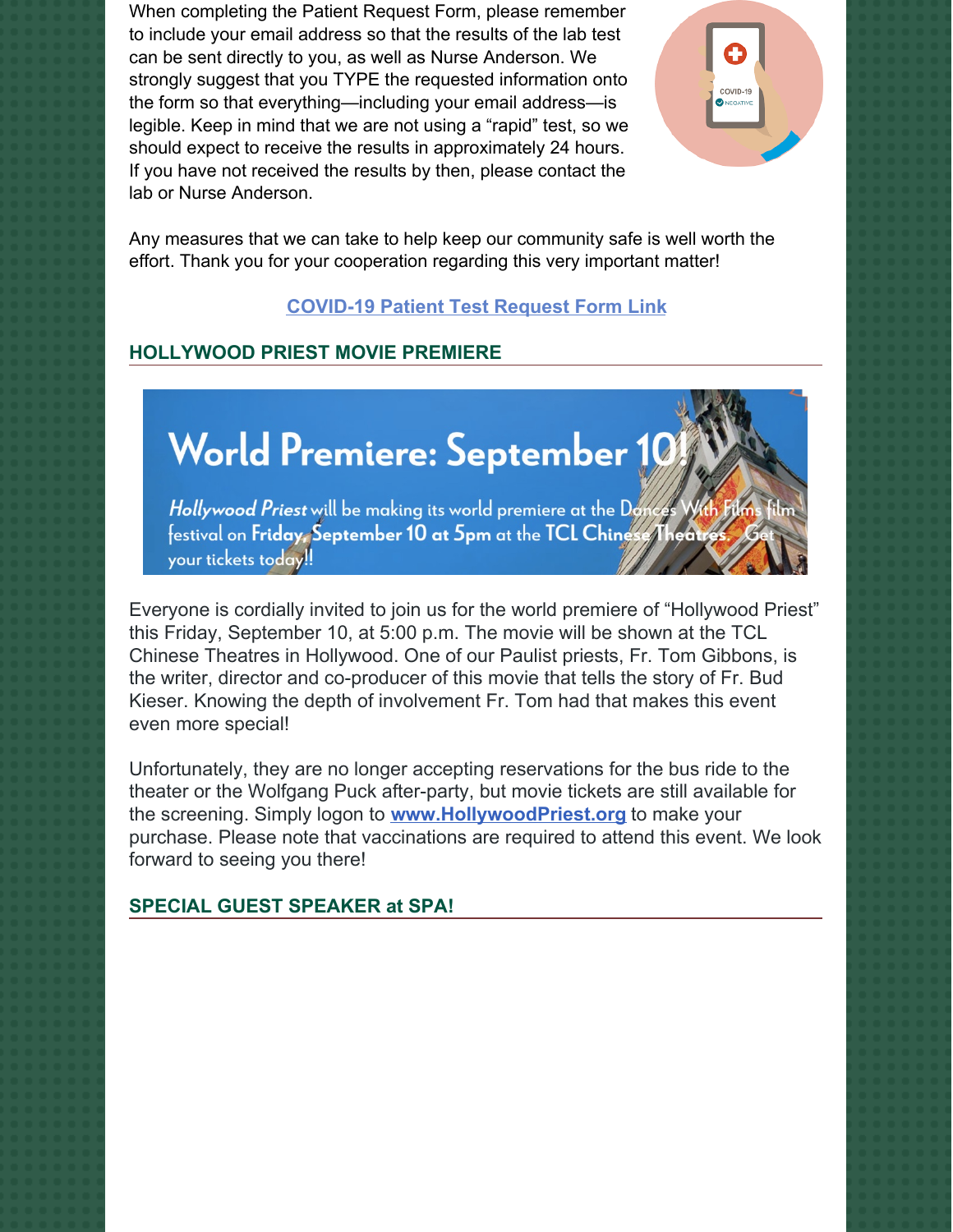When completing the Patient Request Form, please remember to include your email address so that the results of the lab test can be sent directly to you, as well as Nurse Anderson. We strongly suggest that you TYPE the requested information onto the form so that everything—including your email address—is legible. Keep in mind that we are not using a "rapid" test, so we should expect to receive the results in approximately 24 hours. If you have not received the results by then, please contact the lab or Nurse Anderson.

Any measures that we can take to help keep our community safe is well worth the effort. Thank you for your cooperation regarding this very important matter!

[COVID-19 Patient Test Request Form Link]

## HOLLYWOOD PRIEST MOVIE PREMIERE

World Premiere: September 10!

*Hollywood Priest* will be making its world premiere at the Dances With Films film festival on **Friday, September 10 at 5pm** at the **TCL Chinese Theatres**. Get your tickets today!!

Everyone is cordially invited to join us for the world premiere of "Hollywood Priest" this Friday, September 10, at 5:00 p.m. The movie will be shown at the TCL Chinese Theatres in Hollywood. One of our Paulist priests, Fr. Tom Gibbons, is the writer, director and co-producer of this movie that tells the story of Fr. Bud Kieser. Knowing the depth of involvement Fr. Tom had that makes this event even more special!

Unfortunately, they are no longer accepting reservations for the bus ride to the theater or the Wolfgang Puck after-party, but movie tickets are still available for the screening. Simply logon to **www.HollywoodPriest.org** to make your purchase. Please note that vaccinations are required to attend this event. We look forward to seeing you there!

## SPECIAL GUEST SPEAKER at SPA!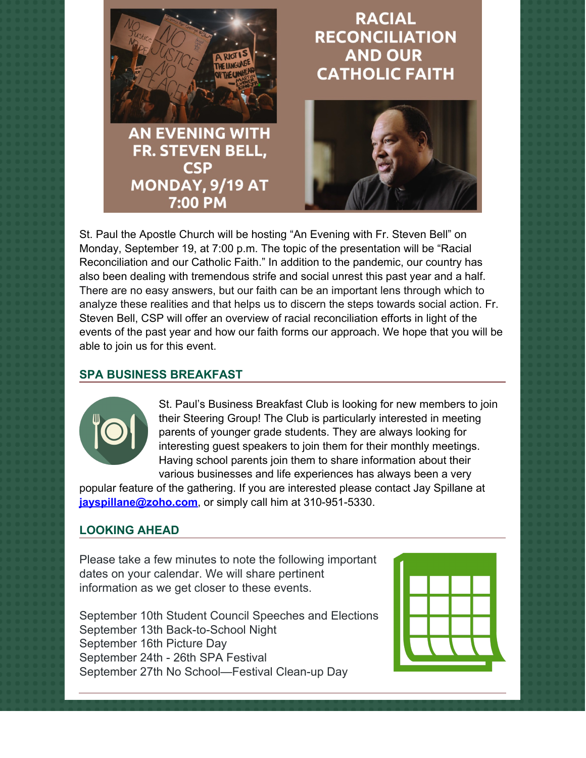# RACIAL RECONCILIATION AND OUR CATHOLIC FAITH

**AN EVENING WITH FR. STEVEN BELL, CSP**
**MONDAY, 9/19 AT 7:00 PM**

St. Paul the Apostle Church will be hosting "An Evening with Fr. Steven Bell" on Monday, September 19, at 7:00 p.m. The topic of the presentation will be "Racial Reconciliation and our Catholic Faith." In addition to the pandemic, our country has also been dealing with tremendous strife and social unrest this past year and a half. There are no easy answers, but our faith can be an important lens through which to analyze these realities and that helps us to discern the steps towards social action. Fr. Steven Bell, CSP will offer an overview of racial reconciliation efforts in light of the events of the past year and how our faith forms our approach. We hope that you will be able to join us for this event.

## SPA BUSINESS BREAKFAST

St. Paul's Business Breakfast Club is looking for new members to join their Steering Group! The Club is particularly interested in meeting parents of younger grade students. They are always looking for interesting guest speakers to join them for their monthly meetings. Having school parents join them to share information about their various businesses and life experiences has always been a very popular feature of the gathering. If you are interested please contact Jay Spillane at **jayspillane@zoho.com**, or simply call him at 310-951-5330.

## LOOKING AHEAD

Please take a few minutes to note the following important dates on your calendar. We will share pertinent information as we get closer to these events.

September 10th Student Council Speeches and Elections
September 13th Back-to-School Night
September 16th Picture Day
September 24th - 26th SPA Festival
September 27th No School—Festival Clean-up Day